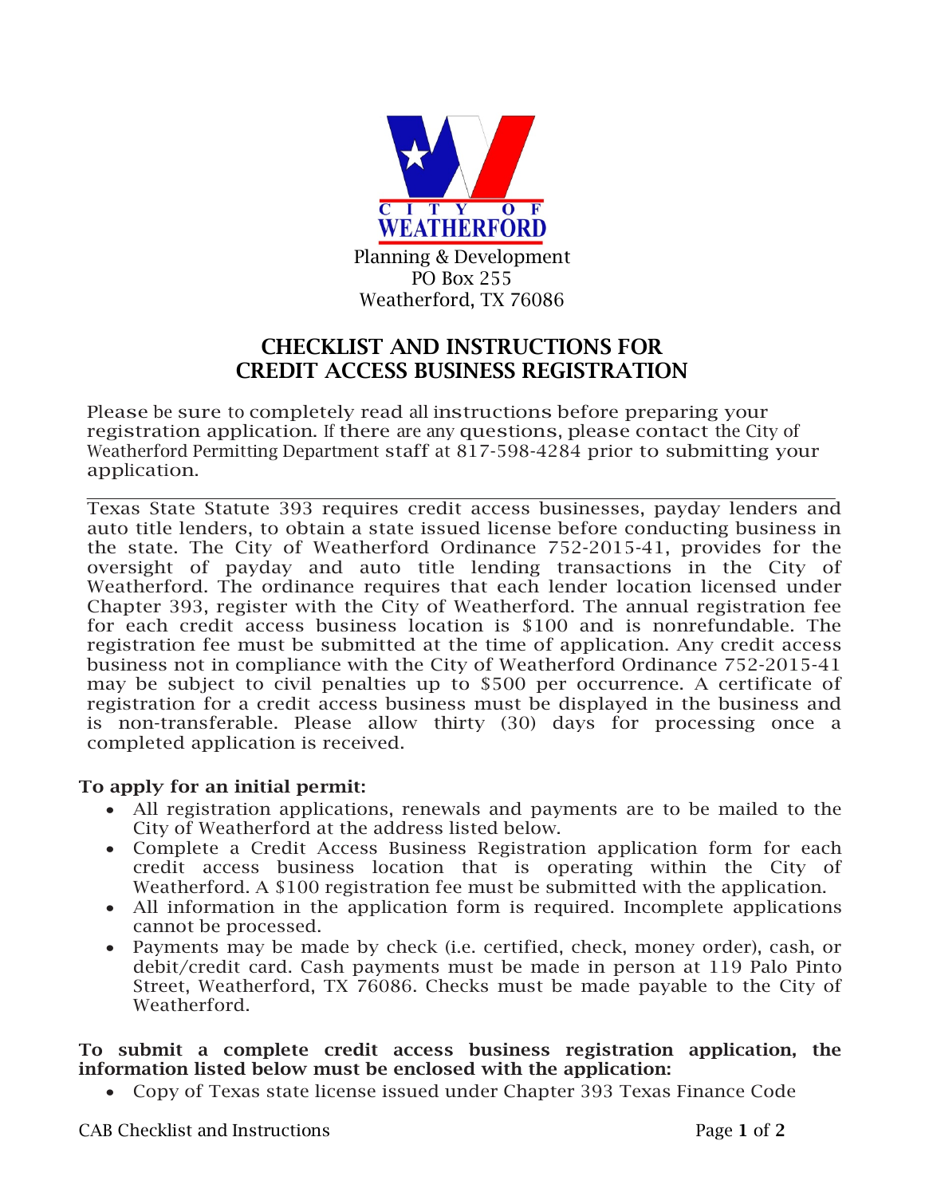CITY OF WEATHERFORD

Planning & Development
PO Box 255
Weatherford, TX 76086

# CHECKLIST AND INSTRUCTIONS FOR CREDIT ACCESS BUSINESS REGISTRATION

Please be sure to completely read all instructions before preparing your registration application. If there are any questions, please contact the City of Weatherford Permitting Department staff at 817-598-4284 prior to submitting your application.

---

Texas State Statute 393 requires credit access businesses, payday lenders and auto title lenders, to obtain a state issued license before conducting business in the state. The City of Weatherford Ordinance 752-2015-41, provides for the oversight of payday and auto title lending transactions in the City of Weatherford. The ordinance requires that each lender location licensed under Chapter 393, register with the City of Weatherford. The annual registration fee for each credit access business location is $100 and is nonrefundable. The registration fee must be submitted at the time of application. Any credit access business not in compliance with the City of Weatherford Ordinance 752-2015-41 may be subject to civil penalties up to $500 per occurrence. A certificate of registration for a credit access business must be displayed in the business and is non-transferable. Please allow thirty (30) days for processing once a completed application is received.

**To apply for an initial permit:**

- All registration applications, renewals and payments are to be mailed to the City of Weatherford at the address listed below.
- Complete a Credit Access Business Registration application form for each credit access business location that is operating within the City of Weatherford. A $100 registration fee must be submitted with the application.
- All information in the application form is required. Incomplete applications cannot be processed.
- Payments may be made by check (i.e. certified, check, money order), cash, or debit/credit card. Cash payments must be made in person at 119 Palo Pinto Street, Weatherford, TX 76086. Checks must be made payable to the City of Weatherford.

**To submit a complete credit access business registration application, the information listed below must be enclosed with the application:**

- Copy of Texas state license issued under Chapter 393 Texas Finance Code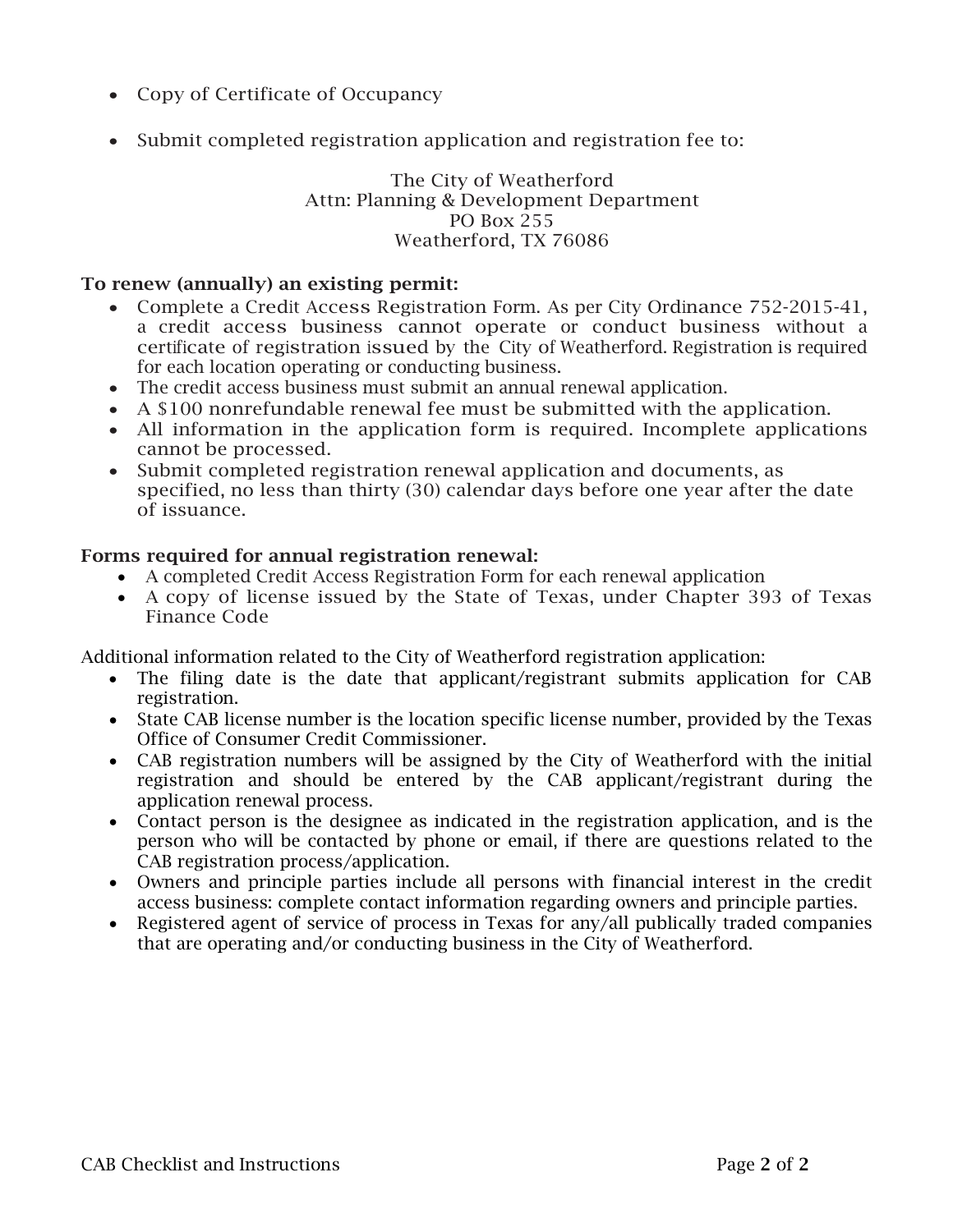- Copy of Certificate of Occupancy

- Submit completed registration application and registration fee to:

The City of Weatherford
Attn: Planning & Development Department
PO Box 255
Weatherford, TX 76086

**To renew (annually) an existing permit:**

- Complete a Credit Access Registration Form. As per City Ordinance 752-2015-41, a credit access business cannot operate or conduct business without a certificate of registration issued by the City of Weatherford. Registration is required for each location operating or conducting business.
- The credit access business must submit an annual renewal application.
- A $100 nonrefundable renewal fee must be submitted with the application.
- All information in the application form is required. Incomplete applications cannot be processed.
- Submit completed registration renewal application and documents, as specified, no less than thirty (30) calendar days before one year after the date of issuance.

**Forms required for annual registration renewal:**

- A completed Credit Access Registration Form for each renewal application
- A copy of license issued by the State of Texas, under Chapter 393 of Texas Finance Code

Additional information related to the City of Weatherford registration application:

- The filing date is the date that applicant/registrant submits application for CAB registration.
- State CAB license number is the location specific license number, provided by the Texas Office of Consumer Credit Commissioner.
- CAB registration numbers will be assigned by the City of Weatherford with the initial registration and should be entered by the CAB applicant/registrant during the application renewal process.
- Contact person is the designee as indicated in the registration application, and is the person who will be contacted by phone or email, if there are questions related to the CAB registration process/application.
- Owners and principle parties include all persons with financial interest in the credit access business: complete contact information regarding owners and principle parties.
- Registered agent of service of process in Texas for any/all publically traded companies that are operating and/or conducting business in the City of Weatherford.